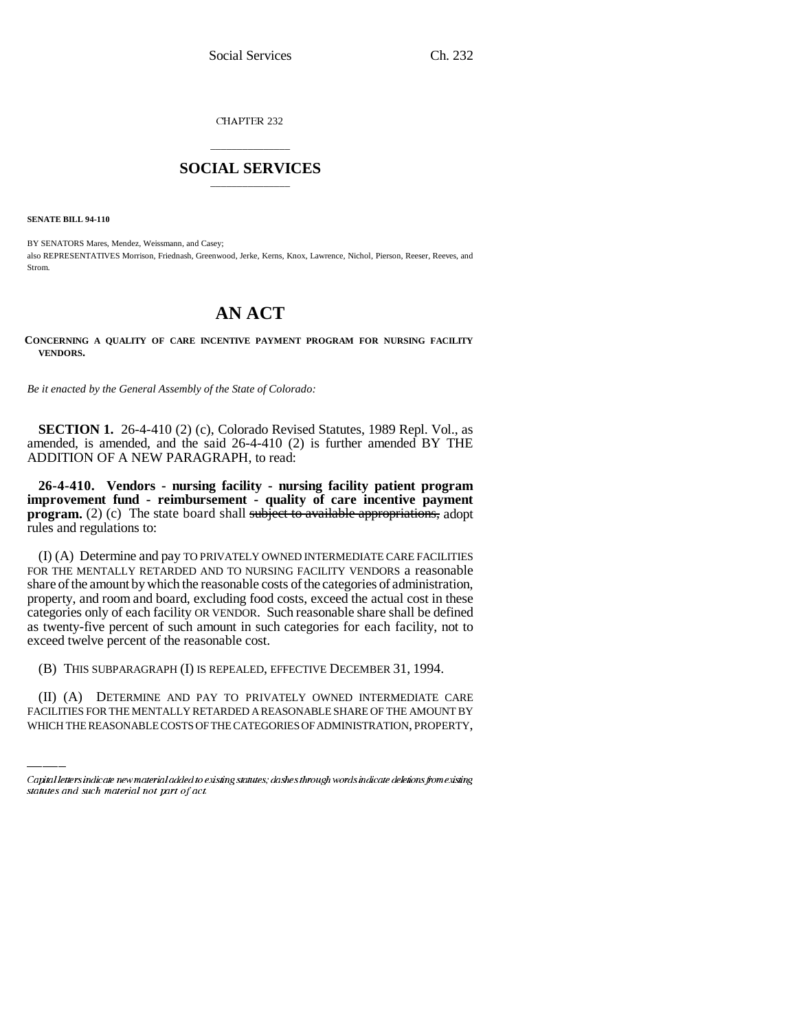CHAPTER 232

# SOCIAL SERVICES

**SENATE BILL 94-110**

BY SENATORS Mares, Mendez, Weissmann, and Casey;
also REPRESENTATIVES Morrison, Friednash, Greenwood, Jerke, Kerns, Knox, Lawrence, Nichol, Pierson, Reeser, Reeves, and Strom.

# AN ACT

**CONCERNING A QUALITY OF CARE INCENTIVE PAYMENT PROGRAM FOR NURSING FACILITY VENDORS.**

*Be it enacted by the General Assembly of the State of Colorado:*

**SECTION 1.** 26-4-410 (2) (c), Colorado Revised Statutes, 1989 Repl. Vol., as amended, is amended, and the said 26-4-410 (2) is further amended BY THE ADDITION OF A NEW PARAGRAPH, to read:

**26-4-410. Vendors - nursing facility - nursing facility patient program improvement fund - reimbursement - quality of care incentive payment program.** (2) (c) The state board shall ~~subject to available appropriations,~~ adopt rules and regulations to:

(I) (A) Determine and pay TO PRIVATELY OWNED INTERMEDIATE CARE FACILITIES FOR THE MENTALLY RETARDED AND TO NURSING FACILITY VENDORS a reasonable share of the amount by which the reasonable costs of the categories of administration, property, and room and board, excluding food costs, exceed the actual cost in these categories only of each facility OR VENDOR. Such reasonable share shall be defined as twenty-five percent of such amount in such categories for each facility, not to exceed twelve percent of the reasonable cost.

(B) THIS SUBPARAGRAPH (I) IS REPEALED, EFFECTIVE DECEMBER 31, 1994.

(II) (A) DETERMINE AND PAY TO PRIVATELY OWNED INTERMEDIATE CARE FACILITIES FOR THE MENTALLY RETARDED A REASONABLE SHARE OF THE AMOUNT BY WHICH THE REASONABLE COSTS OF THE CATEGORIES OF ADMINISTRATION, PROPERTY,

Capital letters indicate new material added to existing statutes; dashes through words indicate deletions from existing statutes and such material not part of act.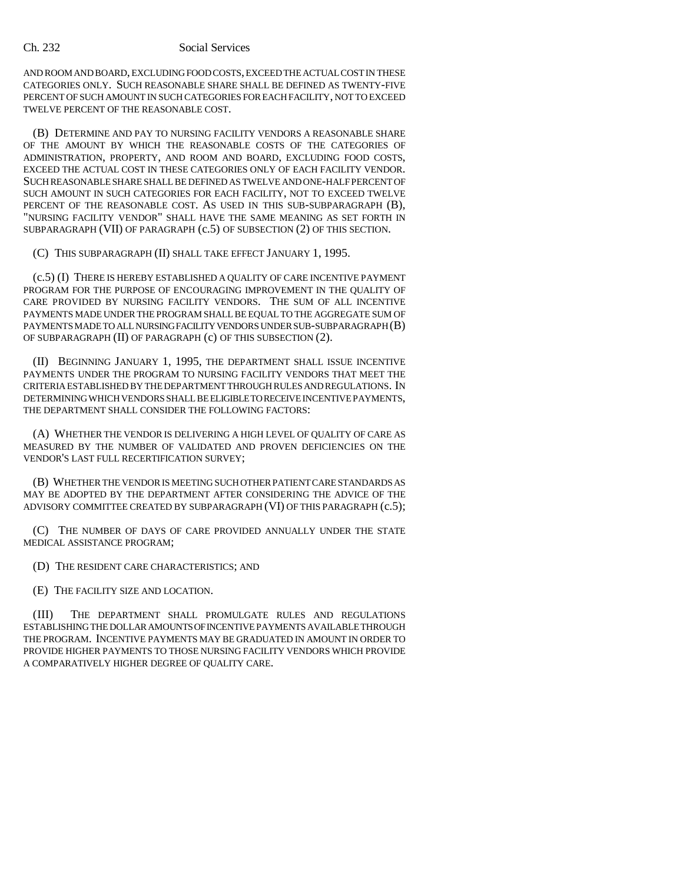AND ROOM AND BOARD, EXCLUDING FOOD COSTS, EXCEED THE ACTUAL COST IN THESE CATEGORIES ONLY. SUCH REASONABLE SHARE SHALL BE DEFINED AS TWENTY-FIVE PERCENT OF SUCH AMOUNT IN SUCH CATEGORIES FOR EACH FACILITY, NOT TO EXCEED TWELVE PERCENT OF THE REASONABLE COST.

(B) DETERMINE AND PAY TO NURSING FACILITY VENDORS A REASONABLE SHARE OF THE AMOUNT BY WHICH THE REASONABLE COSTS OF THE CATEGORIES OF ADMINISTRATION, PROPERTY, AND ROOM AND BOARD, EXCLUDING FOOD COSTS, EXCEED THE ACTUAL COST IN THESE CATEGORIES ONLY OF EACH FACILITY VENDOR. SUCH REASONABLE SHARE SHALL BE DEFINED AS TWELVE AND ONE-HALF PERCENT OF SUCH AMOUNT IN SUCH CATEGORIES FOR EACH FACILITY, NOT TO EXCEED TWELVE PERCENT OF THE REASONABLE COST. AS USED IN THIS SUB-SUBPARAGRAPH (B), "NURSING FACILITY VENDOR" SHALL HAVE THE SAME MEANING AS SET FORTH IN SUBPARAGRAPH (VII) OF PARAGRAPH (c.5) OF SUBSECTION (2) OF THIS SECTION.

(C) THIS SUBPARAGRAPH (II) SHALL TAKE EFFECT JANUARY 1, 1995.

(c.5) (I) THERE IS HEREBY ESTABLISHED A QUALITY OF CARE INCENTIVE PAYMENT PROGRAM FOR THE PURPOSE OF ENCOURAGING IMPROVEMENT IN THE QUALITY OF CARE PROVIDED BY NURSING FACILITY VENDORS. THE SUM OF ALL INCENTIVE PAYMENTS MADE UNDER THE PROGRAM SHALL BE EQUAL TO THE AGGREGATE SUM OF PAYMENTS MADE TO ALL NURSING FACILITY VENDORS UNDER SUB-SUBPARAGRAPH (B) OF SUBPARAGRAPH (II) OF PARAGRAPH (c) OF THIS SUBSECTION (2).

(II) BEGINNING JANUARY 1, 1995, THE DEPARTMENT SHALL ISSUE INCENTIVE PAYMENTS UNDER THE PROGRAM TO NURSING FACILITY VENDORS THAT MEET THE CRITERIA ESTABLISHED BY THE DEPARTMENT THROUGH RULES AND REGULATIONS. IN DETERMINING WHICH VENDORS SHALL BE ELIGIBLE TO RECEIVE INCENTIVE PAYMENTS, THE DEPARTMENT SHALL CONSIDER THE FOLLOWING FACTORS:

(A) WHETHER THE VENDOR IS DELIVERING A HIGH LEVEL OF QUALITY OF CARE AS MEASURED BY THE NUMBER OF VALIDATED AND PROVEN DEFICIENCIES ON THE VENDOR'S LAST FULL RECERTIFICATION SURVEY;

(B) WHETHER THE VENDOR IS MEETING SUCH OTHER PATIENT CARE STANDARDS AS MAY BE ADOPTED BY THE DEPARTMENT AFTER CONSIDERING THE ADVICE OF THE ADVISORY COMMITTEE CREATED BY SUBPARAGRAPH (VI) OF THIS PARAGRAPH (c.5);

(C) THE NUMBER OF DAYS OF CARE PROVIDED ANNUALLY UNDER THE STATE MEDICAL ASSISTANCE PROGRAM;

(D) THE RESIDENT CARE CHARACTERISTICS; AND

(E) THE FACILITY SIZE AND LOCATION.

(III) THE DEPARTMENT SHALL PROMULGATE RULES AND REGULATIONS ESTABLISHING THE DOLLAR AMOUNTS OF INCENTIVE PAYMENTS AVAILABLE THROUGH THE PROGRAM. INCENTIVE PAYMENTS MAY BE GRADUATED IN AMOUNT IN ORDER TO PROVIDE HIGHER PAYMENTS TO THOSE NURSING FACILITY VENDORS WHICH PROVIDE A COMPARATIVELY HIGHER DEGREE OF QUALITY CARE.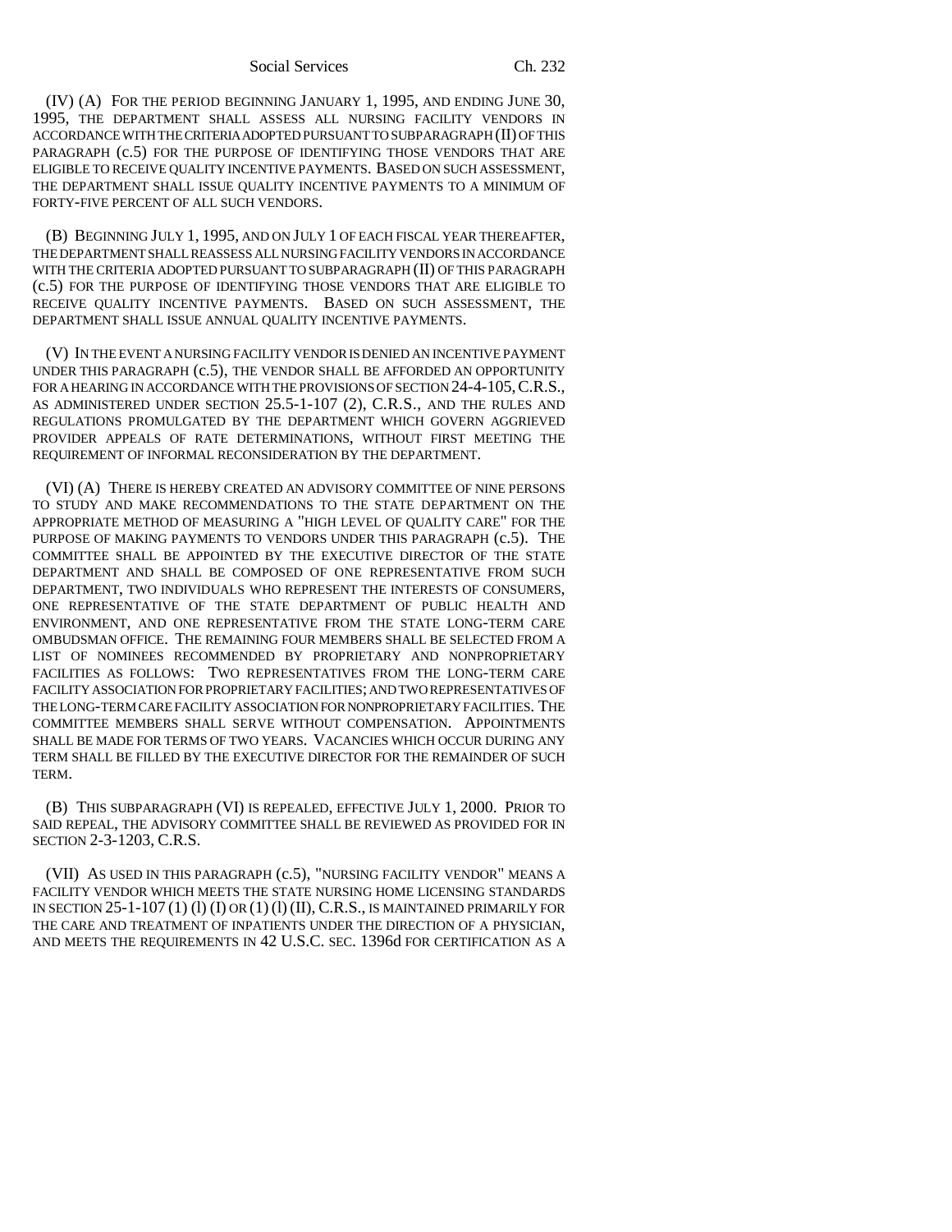(IV) (A) FOR THE PERIOD BEGINNING JANUARY 1, 1995, AND ENDING JUNE 30, 1995, THE DEPARTMENT SHALL ASSESS ALL NURSING FACILITY VENDORS IN ACCORDANCE WITH THE CRITERIA ADOPTED PURSUANT TO SUBPARAGRAPH (II) OF THIS PARAGRAPH (c.5) FOR THE PURPOSE OF IDENTIFYING THOSE VENDORS THAT ARE ELIGIBLE TO RECEIVE QUALITY INCENTIVE PAYMENTS. BASED ON SUCH ASSESSMENT, THE DEPARTMENT SHALL ISSUE QUALITY INCENTIVE PAYMENTS TO A MINIMUM OF FORTY-FIVE PERCENT OF ALL SUCH VENDORS.

(B) BEGINNING JULY 1, 1995, AND ON JULY 1 OF EACH FISCAL YEAR THEREAFTER, THE DEPARTMENT SHALL REASSESS ALL NURSING FACILITY VENDORS IN ACCORDANCE WITH THE CRITERIA ADOPTED PURSUANT TO SUBPARAGRAPH (II) OF THIS PARAGRAPH (c.5) FOR THE PURPOSE OF IDENTIFYING THOSE VENDORS THAT ARE ELIGIBLE TO RECEIVE QUALITY INCENTIVE PAYMENTS. BASED ON SUCH ASSESSMENT, THE DEPARTMENT SHALL ISSUE ANNUAL QUALITY INCENTIVE PAYMENTS.

(V) IN THE EVENT A NURSING FACILITY VENDOR IS DENIED AN INCENTIVE PAYMENT UNDER THIS PARAGRAPH (c.5), THE VENDOR SHALL BE AFFORDED AN OPPORTUNITY FOR A HEARING IN ACCORDANCE WITH THE PROVISIONS OF SECTION 24-4-105, C.R.S., AS ADMINISTERED UNDER SECTION 25.5-1-107 (2), C.R.S., AND THE RULES AND REGULATIONS PROMULGATED BY THE DEPARTMENT WHICH GOVERN AGGRIEVED PROVIDER APPEALS OF RATE DETERMINATIONS, WITHOUT FIRST MEETING THE REQUIREMENT OF INFORMAL RECONSIDERATION BY THE DEPARTMENT.

(VI) (A) THERE IS HEREBY CREATED AN ADVISORY COMMITTEE OF NINE PERSONS TO STUDY AND MAKE RECOMMENDATIONS TO THE STATE DEPARTMENT ON THE APPROPRIATE METHOD OF MEASURING A "HIGH LEVEL OF QUALITY CARE" FOR THE PURPOSE OF MAKING PAYMENTS TO VENDORS UNDER THIS PARAGRAPH (c.5). THE COMMITTEE SHALL BE APPOINTED BY THE EXECUTIVE DIRECTOR OF THE STATE DEPARTMENT AND SHALL BE COMPOSED OF ONE REPRESENTATIVE FROM SUCH DEPARTMENT, TWO INDIVIDUALS WHO REPRESENT THE INTERESTS OF CONSUMERS, ONE REPRESENTATIVE OF THE STATE DEPARTMENT OF PUBLIC HEALTH AND ENVIRONMENT, AND ONE REPRESENTATIVE FROM THE STATE LONG-TERM CARE OMBUDSMAN OFFICE. THE REMAINING FOUR MEMBERS SHALL BE SELECTED FROM A LIST OF NOMINEES RECOMMENDED BY PROPRIETARY AND NONPROPRIETARY FACILITIES AS FOLLOWS: TWO REPRESENTATIVES FROM THE LONG-TERM CARE FACILITY ASSOCIATION FOR PROPRIETARY FACILITIES; AND TWO REPRESENTATIVES OF THE LONG-TERM CARE FACILITY ASSOCIATION FOR NONPROPRIETARY FACILITIES. THE COMMITTEE MEMBERS SHALL SERVE WITHOUT COMPENSATION. APPOINTMENTS SHALL BE MADE FOR TERMS OF TWO YEARS. VACANCIES WHICH OCCUR DURING ANY TERM SHALL BE FILLED BY THE EXECUTIVE DIRECTOR FOR THE REMAINDER OF SUCH TERM.

(B) THIS SUBPARAGRAPH (VI) IS REPEALED, EFFECTIVE JULY 1, 2000. PRIOR TO SAID REPEAL, THE ADVISORY COMMITTEE SHALL BE REVIEWED AS PROVIDED FOR IN SECTION 2-3-1203, C.R.S.

(VII) AS USED IN THIS PARAGRAPH (c.5), "NURSING FACILITY VENDOR" MEANS A FACILITY VENDOR WHICH MEETS THE STATE NURSING HOME LICENSING STANDARDS IN SECTION 25-1-107 (1) (l) (I) OR (1) (l) (II), C.R.S., IS MAINTAINED PRIMARILY FOR THE CARE AND TREATMENT OF INPATIENTS UNDER THE DIRECTION OF A PHYSICIAN, AND MEETS THE REQUIREMENTS IN 42 U.S.C. SEC. 1396d FOR CERTIFICATION AS A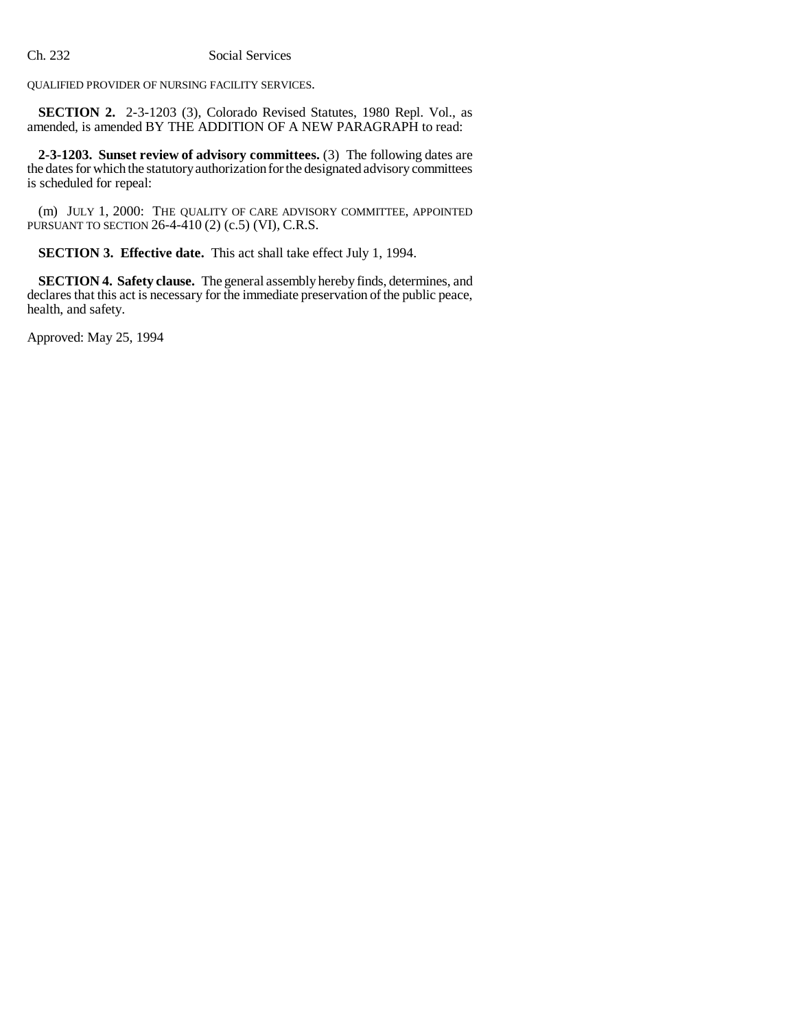QUALIFIED PROVIDER OF NURSING FACILITY SERVICES.

**SECTION 2.** 2-3-1203 (3), Colorado Revised Statutes, 1980 Repl. Vol., as amended, is amended BY THE ADDITION OF A NEW PARAGRAPH to read:

**2-3-1203. Sunset review of advisory committees.** (3) The following dates are the dates for which the statutory authorization for the designated advisory committees is scheduled for repeal:

(m) JULY 1, 2000: THE QUALITY OF CARE ADVISORY COMMITTEE, APPOINTED PURSUANT TO SECTION 26-4-410 (2) (c.5) (VI), C.R.S.

**SECTION 3. Effective date.** This act shall take effect July 1, 1994.

**SECTION 4. Safety clause.** The general assembly hereby finds, determines, and declares that this act is necessary for the immediate preservation of the public peace, health, and safety.

Approved: May 25, 1994